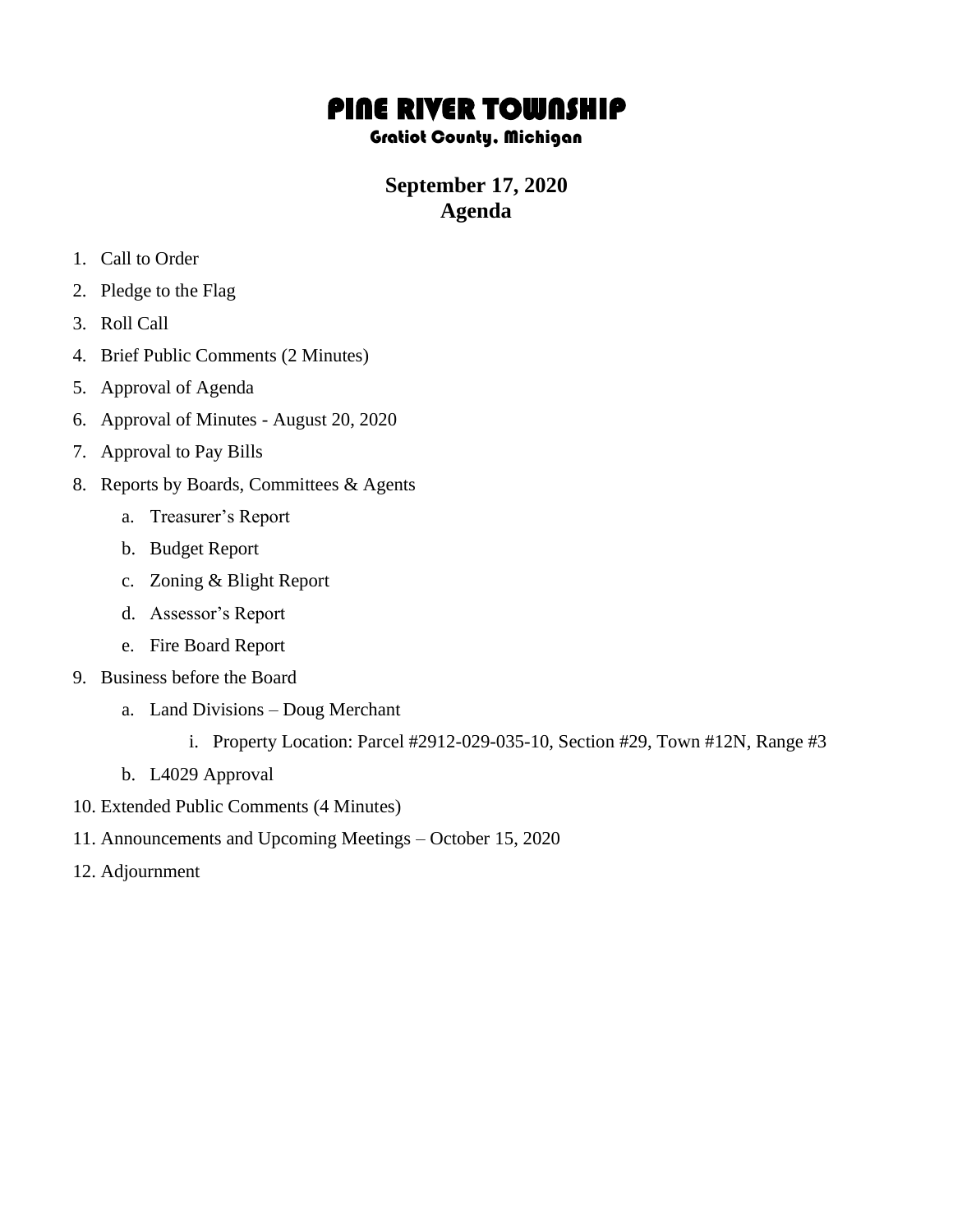# PINE RIVER TOWNSHIP

### Gratiot County, Michigan

## September 17, 2020
## Agenda

1. Call to Order
2. Pledge to the Flag
3. Roll Call
4. Brief Public Comments (2 Minutes)
5. Approval of Agenda
6. Approval of Minutes - August 20, 2020
7. Approval to Pay Bills
8. Reports by Boards, Committees & Agents
    a. Treasurer's Report
    b. Budget Report
    c. Zoning & Blight Report
    d. Assessor's Report
    e. Fire Board Report
9. Business before the Board
    a. Land Divisions – Doug Merchant
        i. Property Location: Parcel #2912-029-035-10, Section #29, Town #12N, Range #3
    b. L4029 Approval
10. Extended Public Comments (4 Minutes)
11. Announcements and Upcoming Meetings – October 15, 2020
12. Adjournment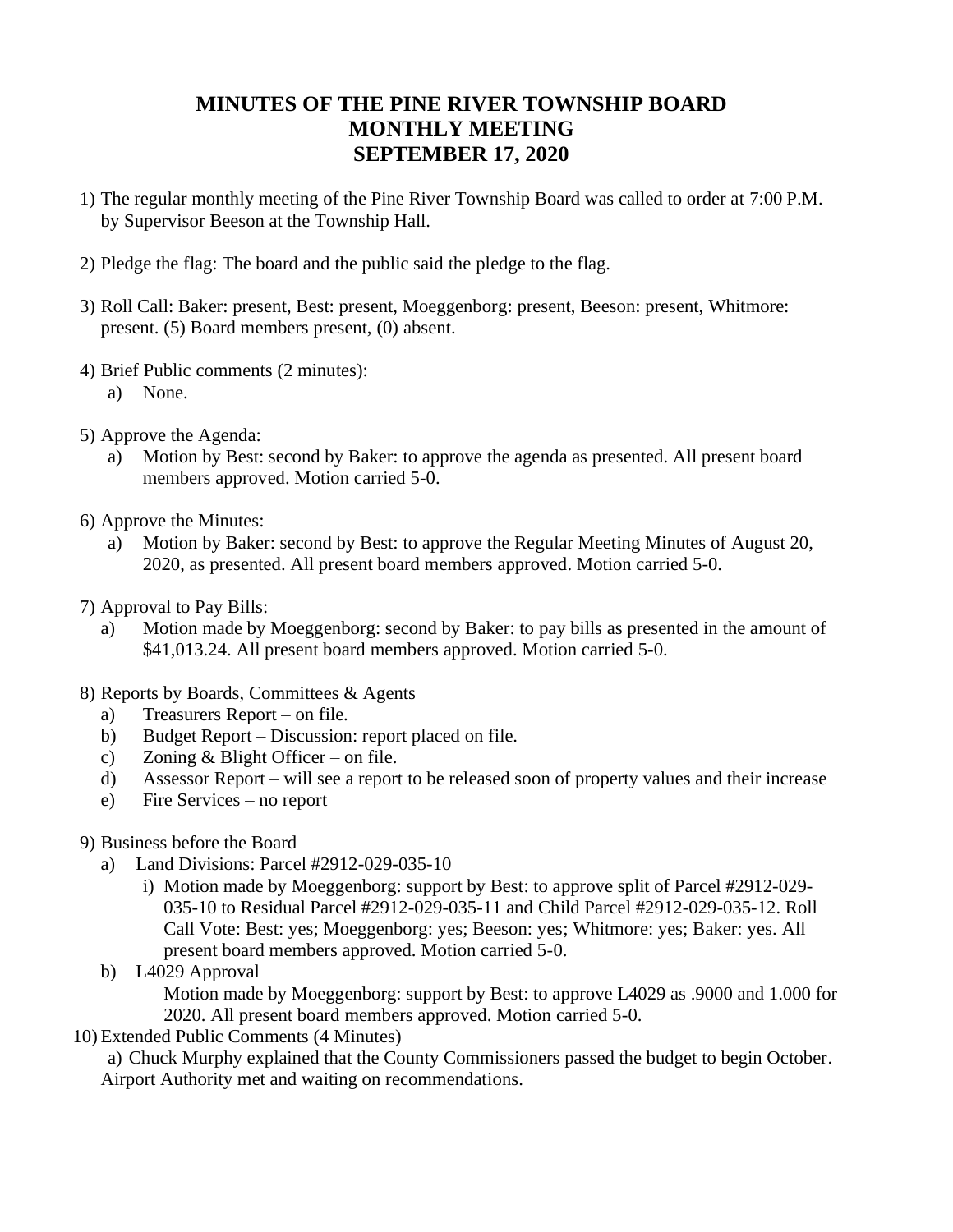# MINUTES OF THE PINE RIVER TOWNSHIP BOARD MONTHLY MEETING SEPTEMBER 17, 2020

1) The regular monthly meeting of the Pine River Township Board was called to order at 7:00 P.M. by Supervisor Beeson at the Township Hall.

2) Pledge the flag: The board and the public said the pledge to the flag.

3) Roll Call: Baker: present, Best: present, Moeggenborg: present, Beeson: present, Whitmore: present. (5) Board members present, (0) absent.

4) Brief Public comments (2 minutes):
   a) None.

5) Approve the Agenda:
   a) Motion by Best: second by Baker: to approve the agenda as presented. All present board members approved. Motion carried 5-0.

6) Approve the Minutes:
   a) Motion by Baker: second by Best: to approve the Regular Meeting Minutes of August 20, 2020, as presented. All present board members approved. Motion carried 5-0.

7) Approval to Pay Bills:
   a) Motion made by Moeggenborg: second by Baker: to pay bills as presented in the amount of $41,013.24. All present board members approved. Motion carried 5-0.

8) Reports by Boards, Committees & Agents
   a) Treasurers Report – on file.
   b) Budget Report – Discussion: report placed on file.
   c) Zoning & Blight Officer – on file.
   d) Assessor Report – will see a report to be released soon of property values and their increase
   e) Fire Services – no report

9) Business before the Board
   a) Land Divisions: Parcel #2912-029-035-10
      i) Motion made by Moeggenborg: support by Best: to approve split of Parcel #2912-029-035-10 to Residual Parcel #2912-029-035-11 and Child Parcel #2912-029-035-12. Roll Call Vote: Best: yes; Moeggenborg: yes; Beeson: yes; Whitmore: yes; Baker: yes. All present board members approved. Motion carried 5-0.
   b) L4029 Approval
      Motion made by Moeggenborg: support by Best: to approve L4029 as .9000 and 1.000 for 2020. All present board members approved. Motion carried 5-0.

10) Extended Public Comments (4 Minutes)
   a) Chuck Murphy explained that the County Commissioners passed the budget to begin October. Airport Authority met and waiting on recommendations.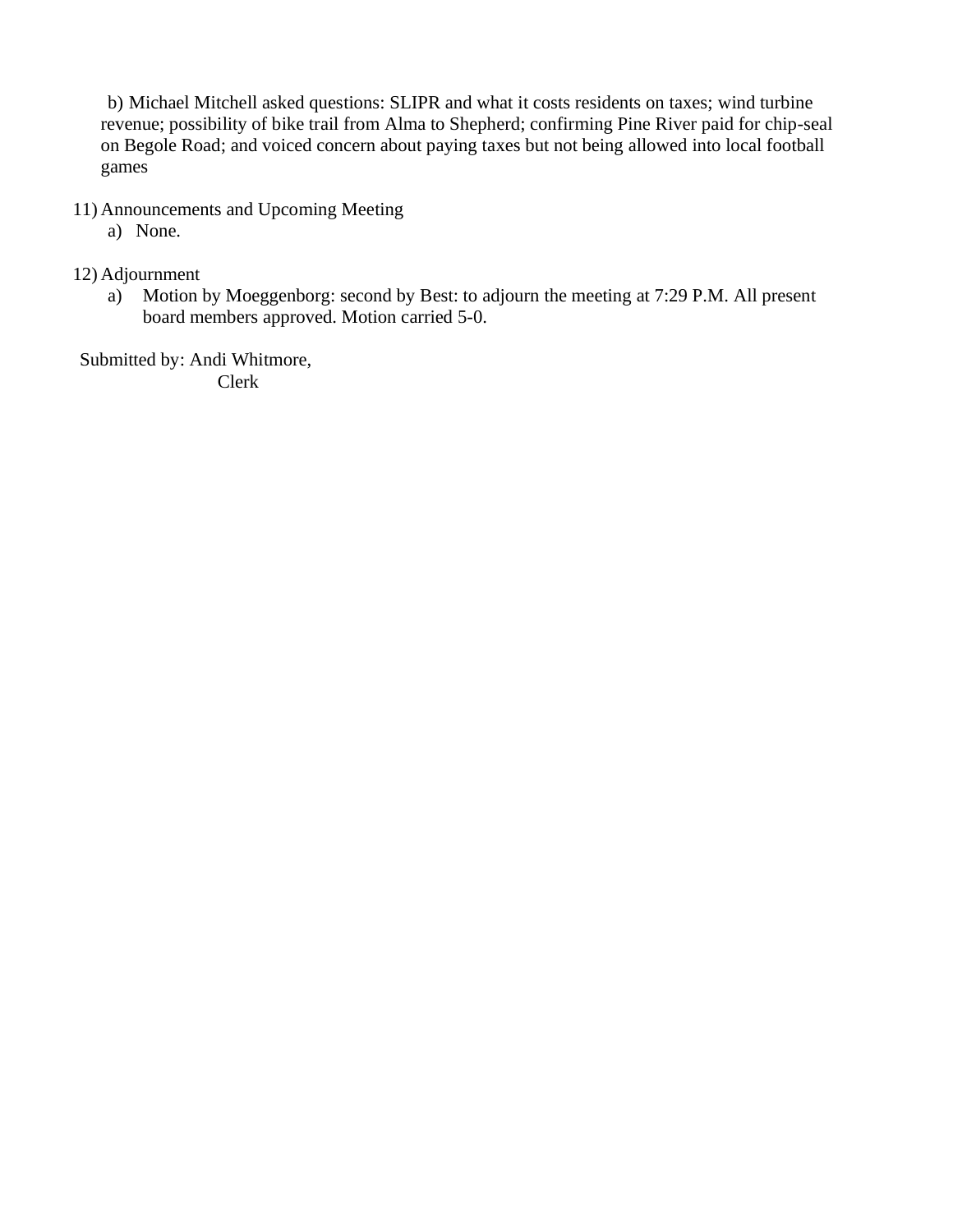b) Michael Mitchell asked questions: SLIPR and what it costs residents on taxes; wind turbine revenue; possibility of bike trail from Alma to Shepherd; confirming Pine River paid for chip-seal on Begole Road; and voiced concern about paying taxes but not being allowed into local football games

11) Announcements and Upcoming Meeting
   a) None.

12) Adjournment
   a) Motion by Moeggenborg: second by Best: to adjourn the meeting at 7:29 P.M. All present board members approved. Motion carried 5-0.

Submitted by: Andi Whitmore,
Clerk